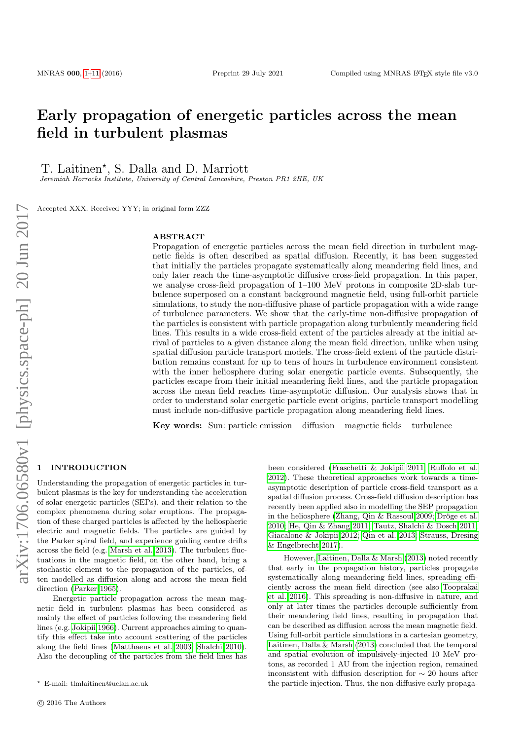# Early propagation of energetic particles across the mean field in turbulent plasmas

T. Laitinen*, S. Dalla and D. Marriott

*Jeremiah Horrocks Institute, University of Central Lancashire, Preston PR1 2HE, UK*

Accepted XXX. Received YYY; in original form ZZZ

## ABSTRACT

Propagation of energetic particles across the mean field direction in turbulent magnetic fields is often described as spatial diffusion. Recently, it has been suggested that initially the particles propagate systematically along meandering field lines, and only later reach the time-asymptotic diffusive cross-field propagation. In this paper, we analyse cross-field propagation of 1–100 MeV protons in composite 2D-slab turbulence superposed on a constant background magnetic field, using full-orbit particle simulations, to study the non-diffusive phase of particle propagation with a wide range of turbulence parameters. We show that the early-time non-diffusive propagation of the particles is consistent with particle propagation along turbulently meandering field lines. This results in a wide cross-field extent of the particles already at the initial arrival of particles to a given distance along the mean field direction, unlike when using spatial diffusion particle transport models. The cross-field extent of the particle distribution remains constant for up to tens of hours in turbulence environment consistent with the inner heliosphere during solar energetic particle events. Subsequently, the particles escape from their initial meandering field lines, and the particle propagation across the mean field reaches time-asymptotic diffusion. Our analysis shows that in order to understand solar energetic particle event origins, particle transport modelling must include non-diffusive particle propagation along meandering field lines.

**Key words:** Sun: particle emission – diffusion – magnetic fields – turbulence

## 1 INTRODUCTION

Understanding the propagation of energetic particles in turbulent plasmas is the key for understanding the acceleration of solar energetic particles (SEPs), and their relation to the complex phenomena during solar eruptions. The propagation of these charged particles is affected by the heliospheric electric and magnetic fields. The particles are guided by the Parker spiral field, and experience guiding centre drifts across the field (e.g. Marsh et al. 2013). The turbulent fluctuations in the magnetic field, on the other hand, bring a stochastic element to the propagation of the particles, often modelled as diffusion along and across the mean field direction (Parker 1965).

Energetic particle propagation across the mean magnetic field in turbulent plasmas has been considered as mainly the effect of particles following the meandering field lines (e.g. Jokipii 1966). Current approaches aiming to quantify this effect take into account scattering of the particles along the field lines (Matthaeus et al. 2003; Shalchi 2010). Also the decoupling of the particles from the field lines has been considered (Fraschetti & Jokipii 2011; Ruffolo et al. 2012). These theoretical approaches work towards a time-asymptotic description of particle cross-field transport as a spatial diffusion process. Cross-field diffusion description has recently been applied also in modelling the SEP propagation in the heliosphere (Zhang, Qin & Rassoul 2009; Dröge et al. 2010; He, Qin & Zhang 2011; Tautz, Shalchi & Dosch 2011; Giacalone & Jokipii 2012; Qin et al. 2013; Strauss, Dresing & Engelbrecht 2017).

However, Laitinen, Dalla & Marsh (2013) noted recently that early in the propagation history, particles propagate systematically along meandering field lines, spreading efficiently across the mean field direction (see also Tooprakai et al. 2016). This spreading is non-diffusive in nature, and only at later times the particles decouple sufficiently from their meandering field lines, resulting in propagation that can be described as diffusion across the mean magnetic field. Using full-orbit particle simulations in a cartesian geometry, Laitinen, Dalla & Marsh (2013) concluded that the temporal and spatial evolution of impulsively-injected 10 MeV protons, as recorded 1 AU from the injection region, remained inconsistent with diffusion description for $\sim 20$ hours after the particle injection. Thus, the non-diffusive early propaga-

* E-mail: tlmlaitinen@uclan.ac.uk

© 2016 The Authors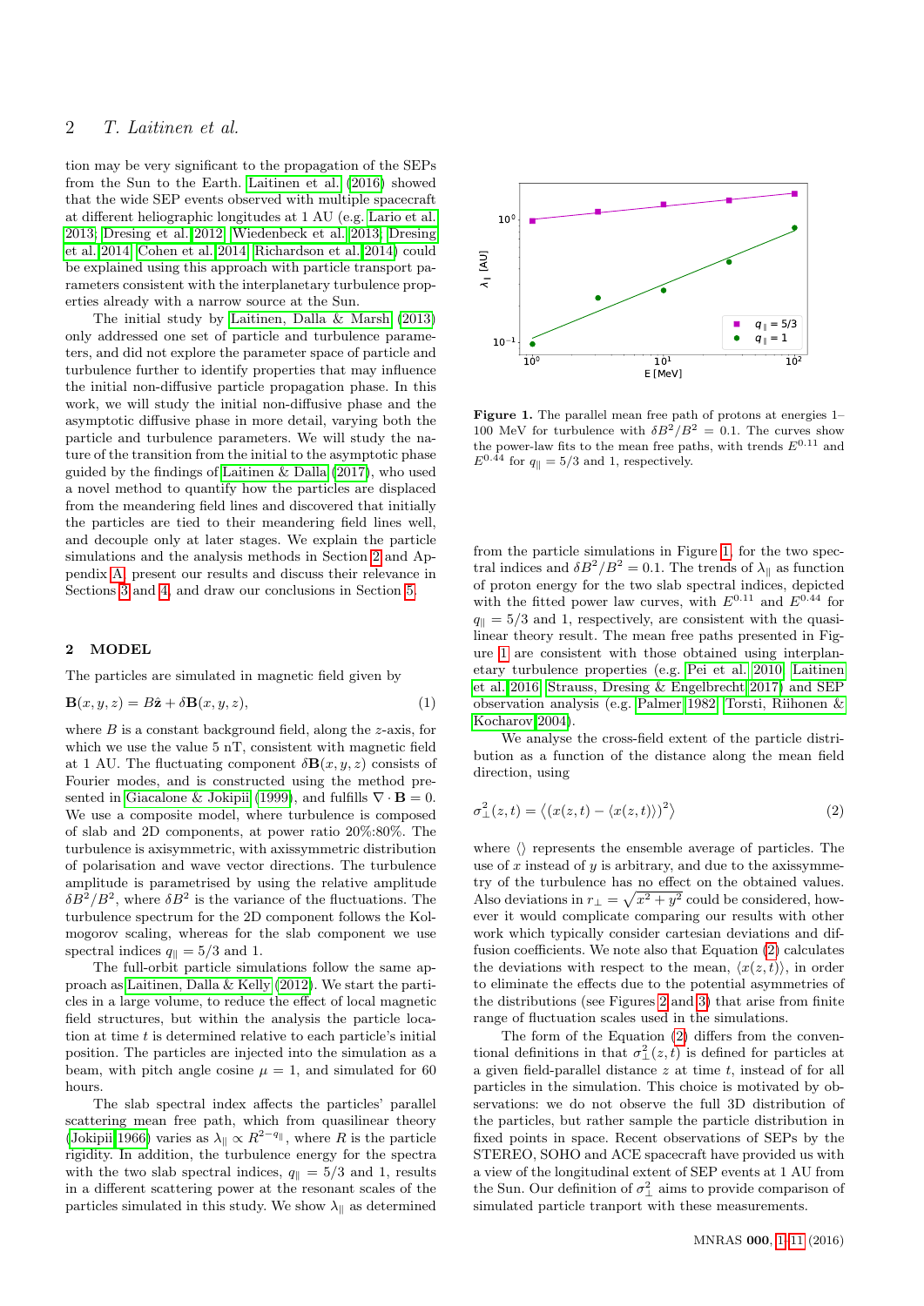tion may be very significant to the propagation of the SEPs from the Sun to the Earth. Laitinen et al. (2016) showed that the wide SEP events observed with multiple spacecraft at different heliographic longitudes at 1 AU (e.g. Lario et al. 2013; Dresing et al. 2012; Wiedenbeck et al. 2013; Dresing et al. 2014; Cohen et al. 2014; Richardson et al. 2014) could be explained using this approach with particle transport parameters consistent with the interplanetary turbulence properties already with a narrow source at the Sun.

The initial study by Laitinen, Dalla & Marsh (2013) only addressed one set of particle and turbulence parameters, and did not explore the parameter space of particle and turbulence further to identify properties that may influence the initial non-diffusive particle propagation phase. In this work, we will study the initial non-diffusive phase and the asymptotic diffusive phase in more detail, varying both the particle and turbulence parameters. We will study the nature of the transition from the initial to the asymptotic phase guided by the findings of Laitinen & Dalla (2017), who used a novel method to quantify how the particles are displaced from the meandering field lines and discovered that initially the particles are tied to their meandering field lines well, and decouple only at later stages. We explain the particle simulations and the analysis methods in Section 2 and Appendix A, present our results and discuss their relevance in Sections 3 and 4, and draw our conclusions in Section 5.

## 2 MODEL

The particles are simulated in magnetic field given by

$$\mathbf{B}(x, y, z) = B\hat{\mathbf{z}} + \delta\mathbf{B}(x, y, z), \tag{1}$$

where $B$ is a constant background field, along the $z$-axis, for which we use the value 5 nT, consistent with magnetic field at 1 AU. The fluctuating component $\delta\mathbf{B}(x, y, z)$ consists of Fourier modes, and is constructed using the method presented in Giacalone & Jokipii (1999), and fulfills $\nabla \cdot \mathbf{B} = 0$. We use a composite model, where turbulence is composed of slab and 2D components, at power ratio 20%:80%. The turbulence is axisymmetric, with axissymmetric distribution of polarisation and wave vector directions. The turbulence amplitude is parametrised by using the relative amplitude $\delta B^2/B^2$, where $\delta B^2$ is the variance of the fluctuations. The turbulence spectrum for the 2D component follows the Kolmogorov scaling, whereas for the slab component we use spectral indices $q_\parallel = 5/3$ and 1.

The full-orbit particle simulations follow the same approach as Laitinen, Dalla & Kelly (2012). We start the particles in a large volume, to reduce the effect of local magnetic field structures, but within the analysis the particle location at time $t$ is determined relative to each particle's initial position. The particles are injected into the simulation as a beam, with pitch angle cosine $\mu = 1$, and simulated for 60 hours.

The slab spectral index affects the particles' parallel scattering mean free path, which from quasilinear theory (Jokipii 1966) varies as $\lambda_\parallel \propto R^{2-q_\parallel}$, where $R$ is the particle rigidity. In addition, the turbulence energy for the spectra with the two slab spectral indices, $q_\parallel = 5/3$ and 1, results in a different scattering power at the resonant scales of the particles simulated in this study. We show $\lambda_\parallel$ as determined from the particle simulations in Figure 1, for the two spectral indices and $\delta B^2/B^2 = 0.1$. The trends of $\lambda_\parallel$ as function of proton energy for the two slab spectral indices, depicted with the fitted power law curves, with $E^{0.11}$ and $E^{0.44}$ for $q_\parallel = 5/3$ and 1, respectively, are consistent with the quasi-linear theory result. The mean free paths presented in Figure 1 are consistent with those obtained using interplanetary turbulence properties (e.g. Pei et al. 2010; Laitinen et al. 2016; Strauss, Dresing & Engelbrecht 2017) and SEP observation analysis (e.g. Palmer 1982; Torsti, Riihonen & Kocharov 2004).

**Figure 1.** The parallel mean free path of protons at energies 1–100 MeV for turbulence with $\delta B^2/B^2 = 0.1$. The curves show the power-law fits to the mean free paths, with trends $E^{0.11}$ and $E^{0.44}$ for $q_\parallel = 5/3$ and 1, respectively.

We analyse the cross-field extent of the particle distribution as a function of the distance along the mean field direction, using

$$\sigma_\perp^2(z, t) = \left\langle \left(x(z, t) - \langle x(z, t) \rangle\right)^2 \right\rangle \tag{2}$$

where $\langle\rangle$ represents the ensemble average of particles. The use of $x$ instead of $y$ is arbitrary, and due to the axissymmetry of the turbulence has no effect on the obtained values. Also deviations in $r_\perp = \sqrt{x^2 + y^2}$ could be considered, however it would complicate comparing our results with other work which typically consider cartesian deviations and diffusion coefficients. We note also that Equation (2) calculates the deviations with respect to the mean, $\langle x(z, t) \rangle$, in order to eliminate the effects due to the potential asymmetries of the distributions (see Figures 2 and 3) that arise from finite range of fluctuation scales used in the simulations.

The form of the Equation (2) differs from the conventional definitions in that $\sigma_\perp^2(z, t)$ is defined for particles at a given field-parallel distance $z$ at time $t$, instead of for all particles in the simulation. This choice is motivated by observations: we do not observe the full 3D distribution of the particles, but rather sample the particle distribution in fixed points in space. Recent observations of SEPs by the STEREO, SOHO and ACE spacecraft have provided us with a view of the longitudinal extent of SEP events at 1 AU from the Sun. Our definition of $\sigma_\perp^2$ aims to provide comparison of simulated particle tranport with these measurements.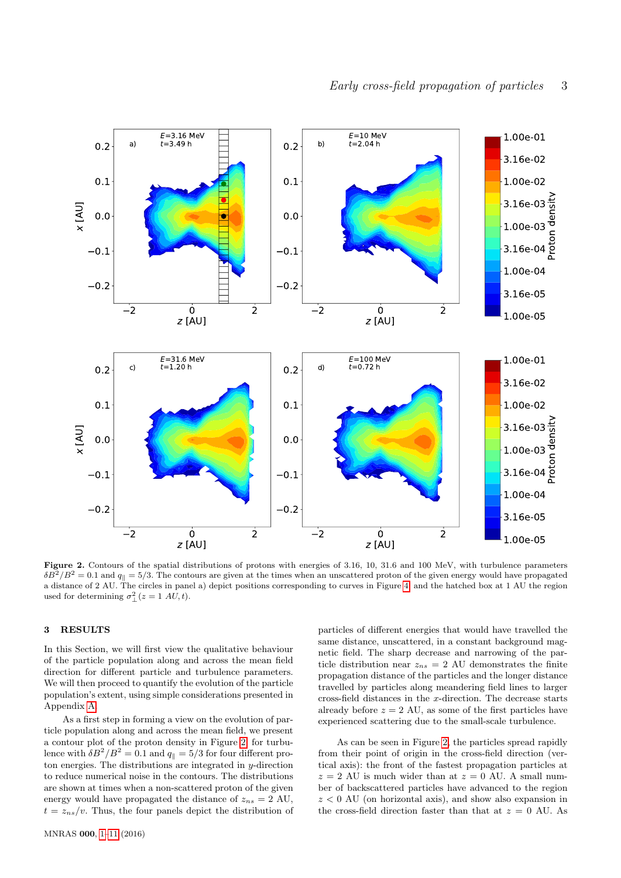**Figure 2.** Contours of the spatial distributions of protons with energies of 3.16, 10, 31.6 and 100 MeV, with turbulence parameters $\delta B^2/B^2 = 0.1$ and $q_\parallel = 5/3$. The contours are given at the times when an unscattered proton of the given energy would have propagated a distance of 2 AU. The circles in panel a) depict positions corresponding to curves in Figure 4 and the hatched box at 1 AU the region used for determining $\sigma_\perp^2(z = 1\ AU, t)$.

## 3 RESULTS

In this Section, we will first view the qualitative behaviour of the particle population along and across the mean field direction for different particle and turbulence parameters. We will then proceed to quantify the evolution of the particle population's extent, using simple considerations presented in Appendix A.

As a first step in forming a view on the evolution of particle population along and across the mean field, we present a contour plot of the proton density in Figure 2, for turbulence with $\delta B^2/B^2 = 0.1$ and $q_\parallel = 5/3$ for four different proton energies. The distributions are integrated in $y$-direction to reduce numerical noise in the contours. The distributions are shown at times when a non-scattered proton of the given energy would have propagated the distance of $z_{ns} = 2$ AU, $t = z_{ns}/v$. Thus, the four panels depict the distribution of particles of different energies that would have travelled the same distance, unscattered, in a constant background magnetic field. The sharp decrease and narrowing of the particle distribution near $z_{ns} = 2$ AU demonstrates the finite propagation distance of the particles and the longer distance travelled by particles along meandering field lines to larger cross-field distances in the $x$-direction. The decrease starts already before $z = 2$ AU, as some of the first particles have experienced scattering due to the small-scale turbulence.

As can be seen in Figure 2, the particles spread rapidly from their point of origin in the cross-field direction (vertical axis): the front of the fastest propagation particles at $z = 2$ AU is much wider than at $z = 0$ AU. A small number of backscattered particles have advanced to the region $z < 0$ AU (on horizontal axis), and show also expansion in the cross-field direction faster than that at $z = 0$ AU. As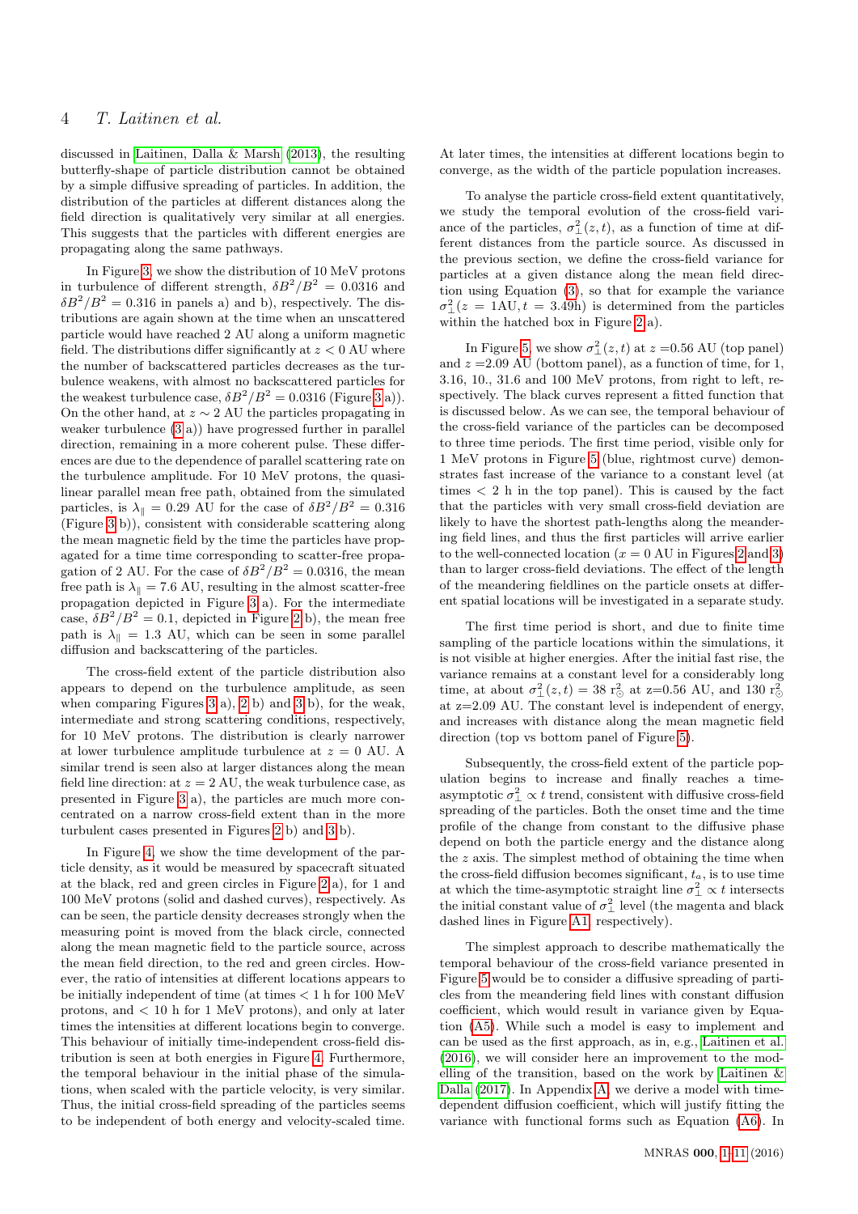discussed in Laitinen, Dalla & Marsh (2013), the resulting butterfly-shape of particle distribution cannot be obtained by a simple diffusive spreading of particles. In addition, the distribution of the particles at different distances along the field direction is qualitatively very similar at all energies. This suggests that the particles with different energies are propagating along the same pathways.

In Figure 3, we show the distribution of 10 MeV protons in turbulence of different strength, $\delta B^2/B^2 = 0.0316$ and $\delta B^2/B^2 = 0.316$ in panels a) and b), respectively. The distributions are again shown at the time when an unscattered particle would have reached 2 AU along a uniform magnetic field. The distributions differ significantly at $z < 0$ AU where the number of backscattered particles decreases as the turbulence weakens, with almost no backscattered particles for the weakest turbulence case, $\delta B^2/B^2 = 0.0316$ (Figure 3 a)). On the other hand, at $z \sim 2$ AU the particles propagating in weaker turbulence (3 a)) have progressed further in parallel direction, remaining in a more coherent pulse. These differences are due to the dependence of parallel scattering rate on the turbulence amplitude. For 10 MeV protons, the quasi-linear parallel mean free path, obtained from the simulated particles, is $\lambda_\parallel = 0.29$ AU for the case of $\delta B^2/B^2 = 0.316$ (Figure 3 b)), consistent with considerable scattering along the mean magnetic field by the time the particles have propagated for a time time corresponding to scatter-free propagation of 2 AU. For the case of $\delta B^2/B^2 = 0.0316$, the mean free path is $\lambda_\parallel = 7.6$ AU, resulting in the almost scatter-free propagation depicted in Figure 3 a). For the intermediate case, $\delta B^2/B^2 = 0.1$, depicted in Figure 2 b), the mean free path is $\lambda_\parallel = 1.3$ AU, which can be seen in some parallel diffusion and backscattering of the particles.

The cross-field extent of the particle distribution also appears to depend on the turbulence amplitude, as seen when comparing Figures 3 a), 2 b) and 3 b), for the weak, intermediate and strong scattering conditions, respectively, for 10 MeV protons. The distribution is clearly narrower at lower turbulence amplitude turbulence at $z = 0$ AU. A similar trend is seen also at larger distances along the mean field line direction: at $z = 2$ AU, the weak turbulence case, as presented in Figure 3 a), the particles are much more concentrated on a narrow cross-field extent than in the more turbulent cases presented in Figures 2 b) and 3 b).

In Figure 4, we show the time development of the particle density, as it would be measured by spacecraft situated at the black, red and green circles in Figure 2 a), for 1 and 100 MeV protons (solid and dashed curves), respectively. As can be seen, the particle density decreases strongly when the measuring point is moved from the black circle, connected along the mean magnetic field to the particle source, across the mean field direction, to the red and green circles. However, the ratio of intensities at different locations appears to be initially independent of time (at times < 1 h for 100 MeV protons, and < 10 h for 1 MeV protons), and only at later times the intensities at different locations begin to converge. This behaviour of initially time-independent cross-field distribution is seen at both energies in Figure 4. Furthermore, the temporal behaviour in the initial phase of the simulations, when scaled with the particle velocity, is very similar. Thus, the initial cross-field spreading of the particles seems to be independent of both energy and velocity-scaled time. At later times, the intensities at different locations begin to converge, as the width of the particle population increases.

To analyse the particle cross-field extent quantitatively, we study the temporal evolution of the cross-field variance of the particles, $\sigma_\perp^2(z,t)$, as a function of time at different distances from the particle source. As discussed in the previous section, we define the cross-field variance for particles at a given distance along the mean field direction using Equation (3), so that for example the variance $\sigma_\perp^2(z = 1\mathrm{AU}, t = 3.49\mathrm{h})$ is determined from the particles within the hatched box in Figure 2 a).

In Figure 5, we show $\sigma_\perp^2(z,t)$ at $z = 0.56$ AU (top panel) and $z = 2.09$ AU (bottom panel), as a function of time, for 1, 3.16, 10., 31.6 and 100 MeV protons, from right to left, respectively. The black curves represent a fitted function that is discussed below. As we can see, the temporal behaviour of the cross-field variance of the particles can be decomposed to three time periods. The first time period, visible only for 1 MeV protons in Figure 5 (blue, rightmost curve) demonstrates fast increase of the variance to a constant level (at times < 2 h in the top panel). This is caused by the fact that the particles with very small cross-field deviation are likely to have the shortest path-lengths along the meandering field lines, and thus the first particles will arrive earlier to the well-connected location ($x = 0$ AU in Figures 2 and 3) than to larger cross-field deviations. The effect of the length of the meandering fieldlines on the particle onsets at different spatial locations will be investigated in a separate study.

The first time period is short, and due to finite time sampling of the particle locations within the simulations, it is not visible at higher energies. After the initial fast rise, the variance remains at a constant level for a considerably long time, at about $\sigma_\perp^2(z,t) = 38\ \mathrm{r}_\odot^2$ at z=0.56 AU, and 130 $\mathrm{r}_\odot^2$ at z=2.09 AU. The constant level is independent of energy, and increases with distance along the mean magnetic field direction (top vs bottom panel of Figure 5).

Subsequently, the cross-field extent of the particle population begins to increase and finally reaches a time-asymptotic $\sigma_\perp^2 \propto t$ trend, consistent with diffusive cross-field spreading of the particles. Both the onset time and the time profile of the change from constant to the diffusive phase depend on both the particle energy and the distance along the $z$ axis. The simplest method of obtaining the time when the cross-field diffusion becomes significant, $t_a$, is to use time at which the time-asymptotic straight line $\sigma_\perp^2 \propto t$ intersects the initial constant value of $\sigma_\perp^2$ level (the magenta and black dashed lines in Figure A1, respectively).

The simplest approach to describe mathematically the temporal behaviour of the cross-field variance presented in Figure 5 would be to consider a diffusive spreading of particles from the meandering field lines with constant diffusion coefficient, which would result in variance given by Equation (A5). While such a model is easy to implement and can be used as the first approach, as in, e.g., Laitinen et al. (2016), we will consider here an improvement to the modelling of the transition, based on the work by Laitinen & Dalla (2017). In Appendix A, we derive a model with time-dependent diffusion coefficient, which will justify fitting the variance with functional forms such as Equation (A6). In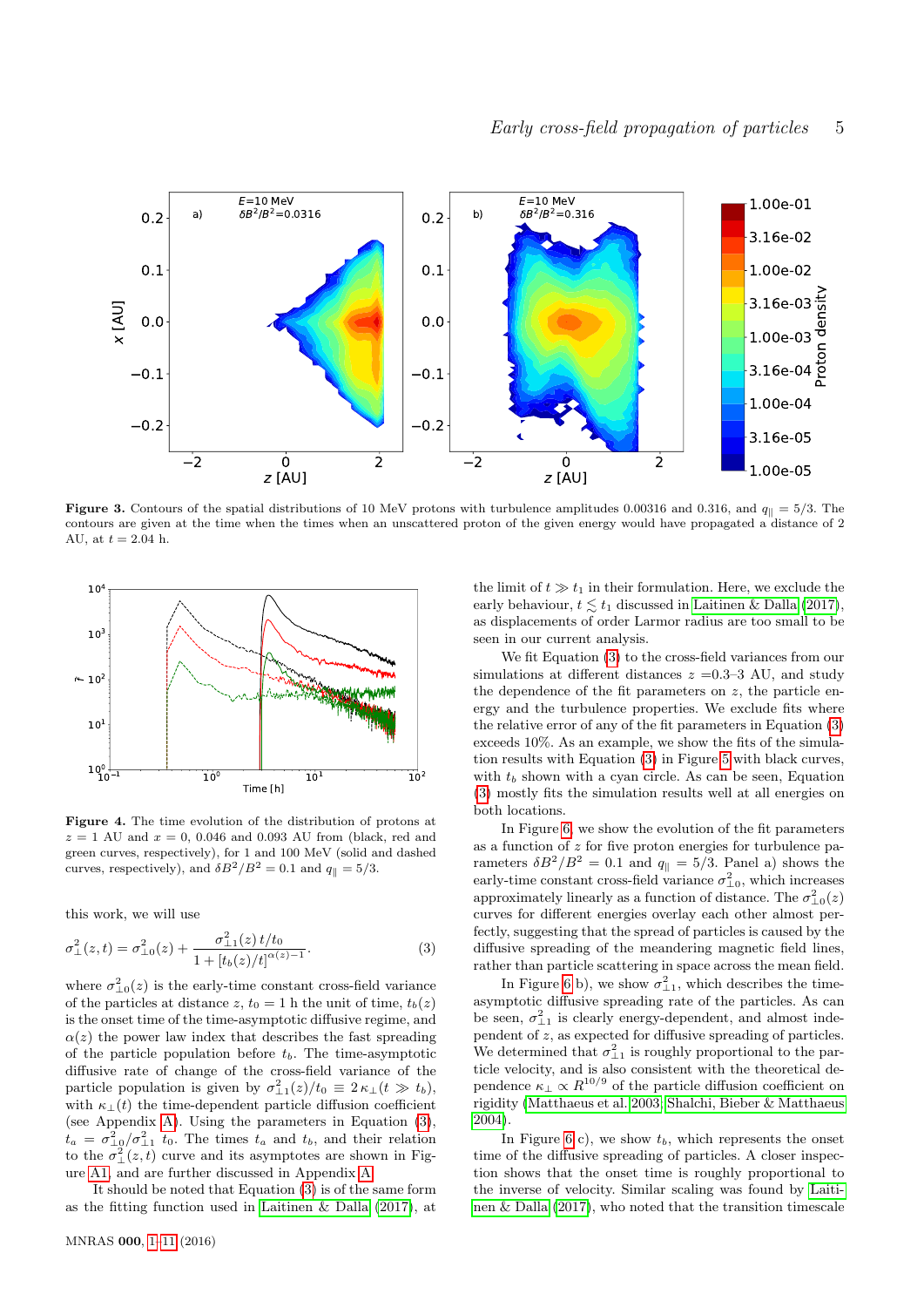**Figure 3.** Contours of the spatial distributions of 10 MeV protons with turbulence amplitudes 0.00316 and 0.316, and $q_\parallel = 5/3$. The contours are given at the time when the times when an unscattered proton of the given energy would have propagated a distance of 2 AU, at $t = 2.04$ h.

**Figure 4.** The time evolution of the distribution of protons at $z = 1$ AU and $x = 0$, 0.046 and 0.093 AU from (black, red and green curves, respectively), for 1 and 100 MeV (solid and dashed curves, respectively), and $\delta B^2/B^2 = 0.1$ and $q_\parallel = 5/3$.

this work, we will use

$$\sigma_\perp^2(z,t) = \sigma_{\perp 0}^2(z) + \frac{\sigma_{\perp 1}^2(z)\, t/t_0}{1 + [t_b(z)/t]^{\alpha(z)-1}}. \qquad (3)$$

where $\sigma_{\perp 0}^2(z)$ is the early-time constant cross-field variance of the particles at distance $z$, $t_0 = 1$ h the unit of time, $t_b(z)$ is the onset time of the time-asymptotic diffusive regime, and $\alpha(z)$ the power law index that describes the fast spreading of the particle population before $t_b$. The time-asymptotic diffusive rate of change of the cross-field variance of the particle population is given by $\sigma_{\perp 1}^2(z)/t_0 \equiv 2\,\kappa_\perp(t \gg t_b)$, with $\kappa_\perp(t)$ the time-dependent particle diffusion coefficient (see Appendix A). Using the parameters in Equation (3), $t_a = \sigma_{\perp 0}^2/\sigma_{\perp 1}^2\ t_0$. The times $t_a$ and $t_b$, and their relation to the $\sigma_\perp^2(z,t)$ curve and its asymptotes are shown in Figure A1, and are further discussed in Appendix A.

It should be noted that Equation (3) is of the same form as the fitting function used in Laitinen & Dalla (2017), at the limit of $t \gg t_1$ in their formulation. Here, we exclude the early behaviour, $t \lesssim t_1$ discussed in Laitinen & Dalla (2017), as displacements of order Larmor radius are too small to be seen in our current analysis.

We fit Equation (3) to the cross-field variances from our simulations at different distances $z$ =0.3–3 AU, and study the dependence of the fit parameters on $z$, the particle energy and the turbulence properties. We exclude fits where the relative error of any of the fit parameters in Equation (3) exceeds 10%. As an example, we show the fits of the simulation results with Equation (3) in Figure 5 with black curves, with $t_b$ shown with a cyan circle. As can be seen, Equation (3) mostly fits the simulation results well at all energies on both locations.

In Figure 6, we show the evolution of the fit parameters as a function of $z$ for five proton energies for turbulence parameters $\delta B^2/B^2 = 0.1$ and $q_\parallel = 5/3$. Panel a) shows the early-time constant cross-field variance $\sigma_{\perp 0}^2$, which increases approximately linearly as a function of distance. The $\sigma_{\perp 0}^2(z)$ curves for different energies overlay each other almost perfectly, suggesting that the spread of particles is caused by the diffusive spreading of the meandering magnetic field lines, rather than particle scattering in space across the mean field.

In Figure 6 b), we show $\sigma_{\perp 1}^2$, which describes the time-asymptotic diffusive spreading rate of the particles. As can be seen, $\sigma_{\perp 1}^2$ is clearly energy-dependent, and almost independent of $z$, as expected for diffusive spreading of particles. We determined that $\sigma_{\perp 1}^2$ is roughly proportional to the particle velocity, and is also consistent with the theoretical dependence $\kappa_\perp \propto R^{10/9}$ of the particle diffusion coefficient on rigidity (Matthaeus et al. 2003; Shalchi, Bieber & Matthaeus 2004).

In Figure 6 c), we show $t_b$, which represents the onset time of the diffusive spreading of particles. A closer inspection shows that the onset time is roughly proportional to the inverse of velocity. Similar scaling was found by Laitinen & Dalla (2017), who noted that the transition timescale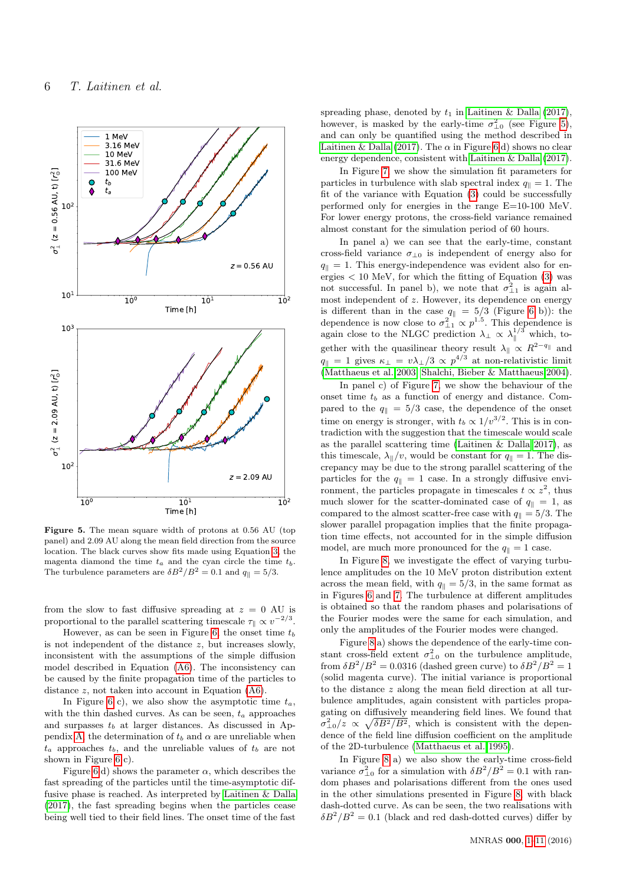**Figure 5.** The mean square width of protons at 0.56 AU (top panel) and 2.09 AU along the mean field direction from the source location. The black curves show fits made using Equation 3, the magenta diamond the time $t_a$ and the cyan circle the time $t_b$. The turbulence parameters are $\delta B^2/B^2 = 0.1$ and $q_\parallel = 5/3$.

from the slow to fast diffusive spreading at $z = 0$ AU is proportional to the parallel scattering timescale $\tau_\parallel \propto v^{-2/3}$.

However, as can be seen in Figure 6, the onset time $t_b$ is not independent of the distance $z$, but increases slowly, inconsistent with the assumptions of the simple diffusion model described in Equation (A6). The inconsistency can be caused by the finite propagation time of the particles to distance $z$, not taken into account in Equation (A6).

In Figure 6 c), we also show the asymptotic time $t_a$, with the thin dashed curves. As can be seen, $t_a$ approaches and surpasses $t_b$ at larger distances. As discussed in Appendix A, the determination of $t_b$ and $\alpha$ are unreliable when $t_a$ approaches $t_b$, and the unreliable values of $t_b$ are not shown in Figure 6 c).

Figure 6 d) shows the parameter $\alpha$, which describes the fast spreading of the particles until the time-asymptotic diffusive phase is reached. As interpreted by Laitinen & Dalla (2017), the fast spreading begins when the particles cease being well tied to their field lines. The onset time of the fast spreading phase, denoted by $t_1$ in Laitinen & Dalla (2017), however, is masked by the early-time $\sigma_{\perp 0}^2$ (see Figure 5), and can only be quantified using the method described in Laitinen & Dalla (2017). The $\alpha$ in Figure 6 d) shows no clear energy dependence, consistent with Laitinen & Dalla (2017).

In Figure 7, we show the simulation fit parameters for particles in turbulence with slab spectral index $q_\parallel = 1$. The fit of the variance with Equation (3) could be successfully performed only for energies in the range E=10-100 MeV. For lower energy protons, the cross-field variance remained almost constant for the simulation period of 60 hours.

In panel a) we can see that the early-time, constant cross-field variance $\sigma_{\perp 0}$ is independent of energy also for $q_\parallel = 1$. This energy-independence was evident also for energies < 10 MeV, for which the fitting of Equation (3) was not successful. In panel b), we note that $\sigma_{\perp 1}^2$ is again almost independent of $z$. However, its dependence on energy is different than in the case $q_\parallel = 5/3$ (Figure 6 b)): the dependence is now close to $\sigma_{\perp 1}^2 \propto p^{1.5}$. This dependence is again close to the NLGC prediction $\lambda_\perp \propto \lambda_\parallel^{1/3}$ which, together with the quasilinear theory result $\lambda_\parallel \propto R^{2-q_\parallel}$ and $q_\parallel = 1$ gives $\kappa_\perp = v\lambda_\perp/3 \propto p^{4/3}$ at non-relativistic limit (Matthaeus et al. 2003; Shalchi, Bieber & Matthaeus 2004).

In panel c) of Figure 7, we show the behaviour of the onset time $t_b$ as a function of energy and distance. Compared to the $q_\parallel = 5/3$ case, the dependence of the onset time on energy is stronger, with $t_b \propto 1/v^{3/2}$. This is in contradiction with the suggestion that the timescale would scale as the parallel scattering time (Laitinen & Dalla 2017), as this timescale, $\lambda_\parallel/v$, would be constant for $q_\parallel = 1$. The discrepancy may be due to the strong parallel scattering of the particles for the $q_\parallel = 1$ case. In a strongly diffusive environment, the particles propagate in timescales $t \propto z^2$, thus much slower for the scatter-dominated case of $q_\parallel = 1$, as compared to the almost scatter-free case with $q_\parallel = 5/3$. The slower parallel propagation implies that the finite propagation time effects, not accounted for in the simple diffusion model, are much more pronounced for the $q_\parallel = 1$ case.

In Figure 8, we investigate the effect of varying turbulence amplitudes on the 10 MeV proton distribution extent across the mean field, with $q_\parallel = 5/3$, in the same format as in Figures 6 and 7. The turbulence at different amplitudes is obtained so that the random phases and polarisations of the Fourier modes were the same for each simulation, and only the amplitudes of the Fourier modes were changed.

Figure 8 a) shows the dependence of the early-time constant cross-field extent $\sigma_{\perp 0}^2$ on the turbulence amplitude, from $\delta B^2/B^2 = 0.0316$ (dashed green curve) to $\delta B^2/B^2 = 1$ (solid magenta curve). The initial variance is proportional to the distance $z$ along the mean field direction at all turbulence amplitudes, again consistent with particles propagating on diffusively meandering field lines. We found that $\sigma_{\perp 0}^2/z \propto \sqrt{\delta B^2/B^2}$, which is consistent with the dependence of the field line diffusion coefficient on the amplitude of the 2D-turbulence (Matthaeus et al. 1995).

In Figure 8 a) we also show the early-time cross-field variance $\sigma_{\perp 0}^2$ for a simulation with $\delta B^2/B^2 = 0.1$ with random phases and polarisations different from the ones used in the other simulations presented in Figure 8, with black dash-dotted curve. As can be seen, the two realisations with $\delta B^2/B^2 = 0.1$ (black and red dash-dotted curves) differ by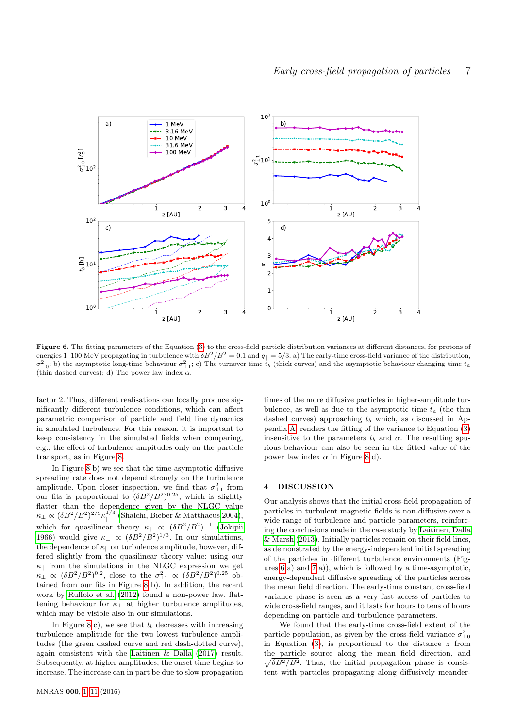**Figure 6.** The fitting parameters of the Equation (3) to the cross-field particle distribution variances at different distances, for protons of energies 1–100 MeV propagating in turbulence with $\delta B^2/B^2 = 0.1$ and $q_\parallel = 5/3$. a) The early-time cross-field variance of the distribution, $\sigma^2_{\perp 0}$; b) the asymptotic long-time behaviour $\sigma^2_{\perp 1}$; c) The turnover time $t_b$ (thick curves) and the asymptotic behaviour changing time $t_a$ (thin dashed curves); d) The power law index $\alpha$.

factor 2. Thus, different realisations can locally produce significantly different turbulence conditions, which can affect parametric comparison of particle and field line dynamics in simulated turbulence. For this reason, it is important to keep consistency in the simulated fields when comparing, e.g., the effect of turbulence amplitudes only on the particle transport, as in Figure 8.

In Figure 8 b) we see that the time-asymptotic diffusive spreading rate does not depend strongly on the turbulence amplitude. Upon closer inspection, we find that $\sigma^2_{\perp 1}$ from our fits is proportional to $(\delta B^2/B^2)^{0.25}$, which is slightly flatter than the dependence given by the NLGC value $\kappa_\perp \propto (\delta B^2/B^2)^{2/3}\kappa_\parallel^{1/3}$ (Shalchi, Bieber & Matthaeus 2004), which for quasilinear theory $\kappa_\parallel \propto (\delta B^2/B^2)^{-1}$ (Jokipii 1966) would give $\kappa_\perp \propto (\delta B^2/B^2)^{1/3}$. In our simulations, the dependence of $\kappa_\parallel$ on turbulence amplitude, however, differed slightly from the quasilinear theory value: using our $\kappa_\parallel$ from the simulations in the NLGC expression we get $\kappa_\perp \propto (\delta B^2/B^2)^{0.2}$, close to the $\sigma^2_{\perp 1} \propto (\delta B^2/B^2)^{0.25}$ obtained from our fits in Figure 8 b). In addition, the recent work by Ruffolo et al. (2012) found a non-power law, flattening behaviour for $\kappa_\perp$ at higher turbulence amplitudes, which may be visible also in our simulations.

In Figure 8 c), we see that $t_b$ decreases with increasing turbulence amplitude for the two lowest turbulence amplitudes (the green dashed curve and red dash-dotted curve), again consistent with the Laitinen & Dalla (2017) result. Subsequently, at higher amplitudes, the onset time begins to increase. The increase can in part be due to slow propagation times of the more diffusive particles in higher-amplitude turbulence, as well as due to the asymptotic time $t_a$ (the thin dashed curves) approaching $t_b$ which, as discussed in Appendix A, renders the fitting of the variance to Equation (3) insensitive to the parameters $t_b$ and $\alpha$. The resulting spurious behaviour can also be seen in the fitted value of the power law index $\alpha$ in Figure 8 d).

## 4 DISCUSSION

Our analysis shows that the initial cross-field propagation of particles in turbulent magnetic fields is non-diffusive over a wide range of turbulence and particle parameters, reinforcing the conclusions made in the case study by Laitinen, Dalla & Marsh (2013). Initially particles remain on their field lines, as demonstrated by the energy-independent initial spreading of the particles in different turbulence environments (Figures 6 a) and 7 a)), which is followed by a time-asymptotic, energy-dependent diffusive spreading of the particles across the mean field direction. The early-time constant cross-field variance phase is seen as a very fast access of particles to wide cross-field ranges, and it lasts for hours to tens of hours depending on particle and turbulence parameters.

We found that the early-time cross-field extent of the particle population, as given by the cross-field variance $\sigma^2_{\perp 0}$ in Equation (3), is proportional to the distance $z$ from the particle source along the mean field direction, and $\sqrt{\delta B^2/B^2}$. Thus, the initial propagation phase is consistent with particles propagating along diffusively meander-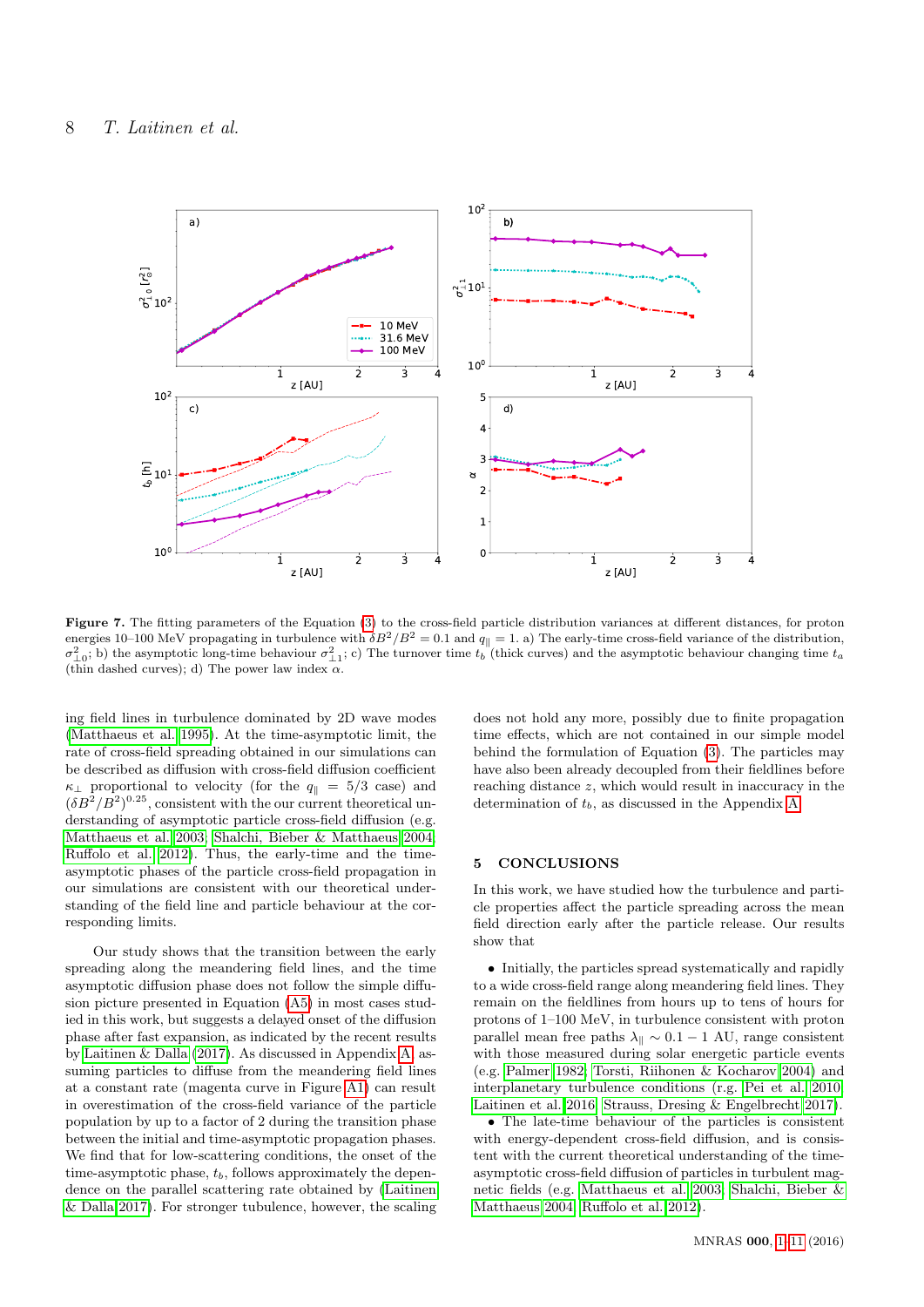**Figure 7.** The fitting parameters of the Equation (3) to the cross-field particle distribution variances at different distances, for proton energies 10–100 MeV propagating in turbulence with $\delta B^2/B^2 = 0.1$ and $q_\parallel = 1$. a) The early-time cross-field variance of the distribution, $\sigma^2_{\perp 0}$; b) the asymptotic long-time behaviour $\sigma^2_{\perp 1}$; c) The turnover time $t_b$ (thick curves) and the asymptotic behaviour changing time $t_a$ (thin dashed curves); d) The power law index $\alpha$.

ing field lines in turbulence dominated by 2D wave modes (Matthaeus et al. 1995). At the time-asymptotic limit, the rate of cross-field spreading obtained in our simulations can be described as diffusion with cross-field diffusion coefficient $\kappa_\perp$ proportional to velocity (for the $q_\parallel = 5/3$ case) and $(\delta B^2/B^2)^{0.25}$, consistent with the our current theoretical understanding of asymptotic particle cross-field diffusion (e.g. Matthaeus et al. 2003; Shalchi, Bieber & Matthaeus 2004; Ruffolo et al. 2012). Thus, the early-time and the time-asymptotic phases of the particle cross-field propagation in our simulations are consistent with our theoretical understanding of the field line and particle behaviour at the corresponding limits.

Our study shows that the transition between the early spreading along the meandering field lines, and the time asymptotic diffusion phase does not follow the simple diffusion picture presented in Equation (A5) in most cases studied in this work, but suggests a delayed onset of the diffusion phase after fast expansion, as indicated by the recent results by Laitinen & Dalla (2017). As discussed in Appendix A, assuming particles to diffuse from the meandering field lines at a constant rate (magenta curve in Figure A1) can result in overestimation of the cross-field variance of the particle population by up to a factor of 2 during the transition phase between the initial and time-asymptotic propagation phases. We find that for low-scattering conditions, the onset of the time-asymptotic phase, $t_b$, follows approximately the dependence on the parallel scattering rate obtained by (Laitinen & Dalla 2017). For stronger tubulence, however, the scaling does not hold any more, possibly due to finite propagation time effects, which are not contained in our simple model behind the formulation of Equation (3). The particles may have also been already decoupled from their fieldlines before reaching distance $z$, which would result in inaccuracy in the determination of $t_b$, as discussed in the Appendix A.

## 5 CONCLUSIONS

In this work, we have studied how the turbulence and particle properties affect the particle spreading across the mean field direction early after the particle release. Our results show that

- Initially, the particles spread systematically and rapidly to a wide cross-field range along meandering field lines. They remain on the fieldlines from hours up to tens of hours for protons of 1–100 MeV, in turbulence consistent with proton parallel mean free paths $\lambda_\parallel \sim 0.1-1$ AU, range consistent with those measured during solar energetic particle events (e.g. Palmer 1982; Torsti, Riihonen & Kocharov 2004) and interplanetary turbulence conditions (e.g. Pei et al. 2010; Laitinen et al. 2016; Strauss, Dresing & Engelbrecht 2017).
- The late-time behaviour of the particles is consistent with energy-dependent cross-field diffusion, and is consistent with the current theoretical understanding of the time-asymptotic cross-field diffusion of particles in turbulent magnetic fields (e.g. Matthaeus et al. 2003; Shalchi, Bieber & Matthaeus 2004; Ruffolo et al. 2012).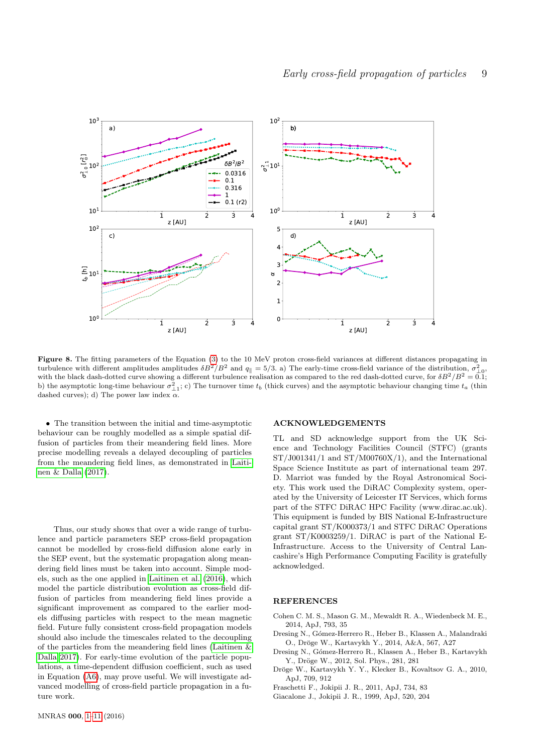**Figure 8.** The fitting parameters of the Equation (3) to the 10 MeV proton cross-field variances at different distances propagating in turbulence with different amplitudes amplitudes $\delta B^2/B^2$ and $q_\parallel = 5/3$. a) The early-time cross-field variance of the distribution, $\sigma^2_{\perp 0}$, with the black dash-dotted curve showing a different turbulence realisation as compared to the red dash-dotted curve, for $\delta B^2/B^2 = 0.1$; b) the asymptotic long-time behaviour $\sigma^2_{\perp 1}$; c) The turnover time $t_b$ (thick curves) and the asymptotic behaviour changing time $t_a$ (thin dashed curves); d) The power law index $\alpha$.

- The transition between the initial and time-asymptotic behaviour can be roughly modelled as a simple spatial diffusion of particles from their meandering field lines. More precise modelling reveals a delayed decoupling of particles from the meandering field lines, as demonstrated in Laitinen & Dalla (2017).

Thus, our study shows that over a wide range of turbulence and particle parameters SEP cross-field propagation cannot be modelled by cross-field diffusion alone early in the SEP event, but the systematic propagation along meandering field lines must be taken into account. Simple models, such as the one applied in Laitinen et al. (2016), which model the particle distribution evolution as cross-field diffusion of particles from meandering field lines provide a significant improvement as compared to the earlier models diffusing particles with respect to the mean magnetic field. Future fully consistent cross-field propagation models should also include the timescales related to the decoupling of the particles from the meandering field lines (Laitinen & Dalla 2017). For early-time evolution of the particle populations, a time-dependent diffusion coefficient, such as used in Equation (A6), may prove useful. We will investigate advanced modelling of cross-field particle propagation in a future work.

## ACKNOWLEDGEMENTS

TL and SD acknowledge support from the UK Science and Technology Facilities Council (STFC) (grants ST/J001341/1 and ST/M00760X/1), and the International Space Science Institute as part of international team 297. D. Marriot was funded by the Royal Astronomical Society. This work used the DiRAC Complexity system, operated by the University of Leicester IT Services, which forms part of the STFC DiRAC HPC Facility (www.dirac.ac.uk). This equipment is funded by BIS National E-Infrastructure capital grant ST/K000373/1 and STFC DiRAC Operations grant ST/K0003259/1. DiRAC is part of the National E-Infrastructure. Access to the University of Central Lancashire's High Performance Computing Facility is gratefully acknowledged.

## REFERENCES

Cohen C. M. S., Mason G. M., Mewaldt R. A., Wiedenbeck M. E., 2014, ApJ, 793, 35

Dresing N., Gómez-Herrero R., Heber B., Klassen A., Malandraki O., Dröge W., Kartavykh Y., 2014, A&A, 567, A27

Dresing N., Gómez-Herrero R., Klassen A., Heber B., Kartavykh Y., Dröge W., 2012, Sol. Phys., 281, 281

Dröge W., Kartavykh Y. Y., Klecker B., Kovaltsov G. A., 2010, ApJ, 709, 912

Fraschetti F., Jokipii J. R., 2011, ApJ, 734, 83

Giacalone J., Jokipii J. R., 1999, ApJ, 520, 204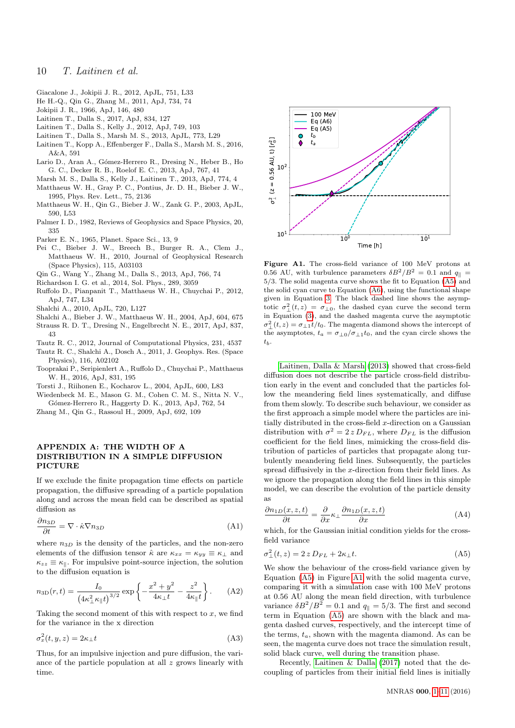Giacalone J., Jokipii J. R., 2012, ApJL, 751, L33

He H.-Q., Qin G., Zhang M., 2011, ApJ, 734, 74

Jokipii J. R., 1966, ApJ, 146, 480

Laitinen T., Dalla S., 2017, ApJ, 834, 127

Laitinen T., Dalla S., Kelly J., 2012, ApJ, 749, 103

Laitinen T., Dalla S., Marsh M. S., 2013, ApJL, 773, L29

Laitinen T., Kopp A., Effenberger F., Dalla S., Marsh M. S., 2016, A&A, 591

Lario D., Aran A., Gómez-Herrero R., Dresing N., Heber B., Ho G. C., Decker R. B., Roelof E. C., 2013, ApJ, 767, 41

Marsh M. S., Dalla S., Kelly J., Laitinen T., 2013, ApJ, 774, 4

Matthaeus W. H., Gray P. C., Pontius, Jr. D. H., Bieber J. W., 1995, Phys. Rev. Lett., 75, 2136

Matthaeus W. H., Qin G., Bieber J. W., Zank G. P., 2003, ApJL, 590, L53

Palmer I. D., 1982, Reviews of Geophysics and Space Physics, 20, 335

Parker E. N., 1965, Planet. Space Sci., 13, 9

Pei C., Bieber J. W., Breech B., Burger R. A., Clem J., Matthaeus W. H., 2010, Journal of Geophysical Research (Space Physics), 115, A03103

Qin G., Wang Y., Zhang M., Dalla S., 2013, ApJ, 766, 74

Richardson I. G. et al., 2014, Sol. Phys., 289, 3059

Ruffolo D., Pianpanit T., Matthaeus W. H., Chuychai P., 2012, ApJ, 747, L34

Shalchi A., 2010, ApJL, 720, L127

Shalchi A., Bieber J. W., Matthaeus W. H., 2004, ApJ, 604, 675

Strauss R. D. T., Dresing N., Engelbrecht N. E., 2017, ApJ, 837, 43

Tautz R. C., 2012, Journal of Computational Physics, 231, 4537

Tautz R. C., Shalchi A., Dosch A., 2011, J. Geophys. Res. (Space Physics), 116, A02102

Tooprakai P., Seripienlert A., Ruffolo D., Chuychai P., Matthaeus W. H., 2016, ApJ, 831, 195

Torsti J., Riihonen E., Kocharov L., 2004, ApJL, 600, L83

Wiedenbeck M. E., Mason G. M., Cohen C. M. S., Nitta N. V., Gómez-Herrero R., Haggerty D. K., 2013, ApJ, 762, 54

Zhang M., Qin G., Rassoul H., 2009, ApJ, 692, 109

## APPENDIX A: THE WIDTH OF A DISTRIBUTION IN A SIMPLE DIFFUSION PICTURE

If we exclude the finite propagation time effects on particle propagation, the diffusive spreading of a particle population along and across the mean field can be described as spatial diffusion as

$$\frac{\partial n_{3D}}{\partial t} = \nabla \cdot \hat{\kappa} \nabla n_{3D} \tag{A1}$$

where $n_{3D}$ is the density of the particles, and the non-zero elements of the diffusion tensor $\hat{\kappa}$ are $\kappa_{xx} = \kappa_{yy} \equiv \kappa_\perp$ and $\kappa_{zz} \equiv \kappa_\parallel$. For impulsive point-source injection, the solution to the diffusion equation is

$$n_{3D}(r,t) = \frac{I_0}{\left(4\kappa_\perp^2 \kappa_\parallel t\right)^{3/2}} \exp\left\{-\frac{x^2+y^2}{4\kappa_\perp t} - \frac{z^2}{4\kappa_\parallel t}\right\}. \tag{A2}$$

Taking the second moment of this with respect to $x$, we find for the variance in the x direction

$$\sigma_x^2(t,y,z) = 2\kappa_\perp t \tag{A3}$$

Thus, for an impulsive injection and pure diffusion, the variance of the particle population at all $z$ grows linearly with time.

Figure A1. The cross-field variance of 100 MeV protons at 0.56 AU, with turbulence parameters $\delta B^2/B^2 = 0.1$ and $q_\parallel = 5/3$. The solid magenta curve shows the fit to Equation (A5) and the solid cyan curve to Equation (A6), using the functional shape given in Equation 3. The black dashed line shows the asymptotic $\sigma_\perp^2(t,z) = \sigma_{\perp 0}$, the dashed cyan curve the second term in Equation (3), and the dashed magenta curve the asymptotic $\sigma_\perp^2(t,z) = \sigma_{\perp 1} t/t_0$. The magenta diamond shows the intercept of the asymptotes, $t_a = \sigma_{\perp 0}/\sigma_{\perp 1} t_0$, and the cyan circle shows the $t_b$.

Laitinen, Dalla & Marsh (2013) showed that cross-field diffusion does not describe the particle cross-field distribution early in the event and concluded that the particles follow the meandering field lines systematically, and diffuse from them slowly. To describe such behaviour, we consider as the first approach a simple model where the particles are initially distributed in the cross-field $x$-direction on a Gaussian distribution with $\sigma^2 = 2\,z\,D_{FL}$, where $D_{FL}$ is the diffusion coefficient for the field lines, mimicking the cross-field distribution of particles of particles that propagate along turbulently meandering field lines. Subsequently, the particles spread diffusively in the $x$-direction from their field lines. As we ignore the propagation along the field lines in this simple model, we can describe the evolution of the particle density as

$$\frac{\partial n_{1D}(x,z,t)}{\partial t} = \frac{\partial}{\partial x}\kappa_\perp \frac{\partial n_{1D}(x,z,t)}{\partial x} \tag{A4}$$

which, for the Gaussian initial condition yields for the cross-field variance

$$\sigma_\perp^2(t,z) = 2\,z\,D_{FL} + 2\kappa_\perp t. \tag{A5}$$

We show the behaviour of the cross-field variance given by Equation (A5) in Figure A1 with the solid magenta curve, comparing it with a simulation case with 100 MeV protons at 0.56 AU along the mean field direction, with turbulence variance $\delta B^2/B^2 = 0.1$ and $q_\parallel = 5/3$. The first and second term in Equation (A5) are shown with the black and magenta dashed curves, respectively, and the intercept time of the terms, $t_a$, shown with the magenta diamond. As can be seen, the magenta curve does not trace the simulation result, solid black curve, well during the transition phase.

Recently, Laitinen & Dalla (2017) noted that the decoupling of particles from their initial field lines is initially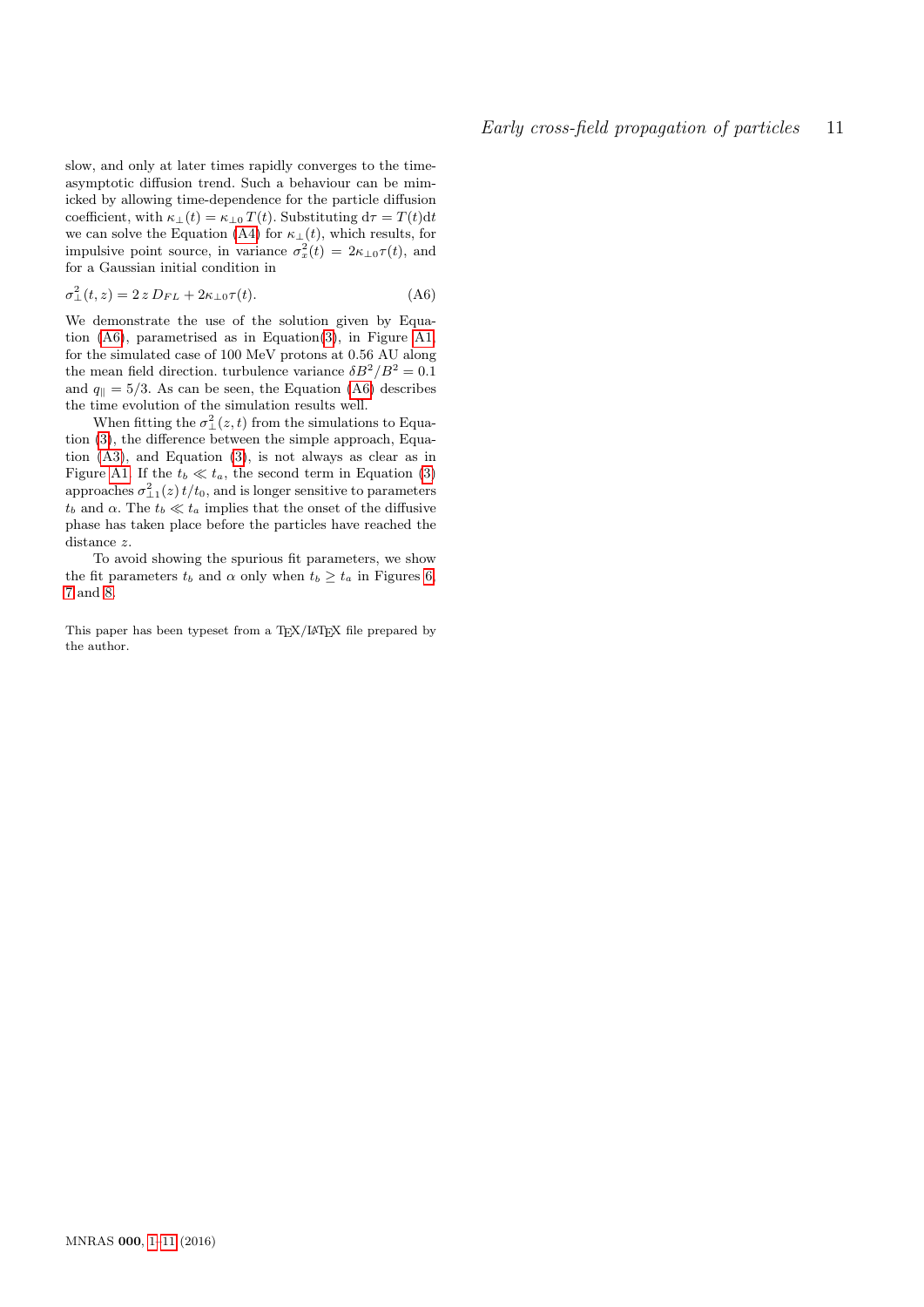slow, and only at later times rapidly converges to the time-asymptotic diffusion trend. Such a behaviour can be mimicked by allowing time-dependence for the particle diffusion coefficient, with $\kappa_\perp(t) = \kappa_{\perp 0}\, T(t)$. Substituting $\mathrm{d}\tau = T(t)\mathrm{d}t$ we can solve the Equation (A4) for $\kappa_\perp(t)$, which results, for impulsive point source, in variance $\sigma_x^2(t) = 2\kappa_{\perp 0}\tau(t)$, and for a Gaussian initial condition in

$$\sigma_\perp^2(t,z) = 2\,z\,D_{FL} + 2\kappa_{\perp 0}\tau(t). \tag{A6}$$

We demonstrate the use of the solution given by Equation (A6), parametrised as in Equation(3), in Figure A1 for the simulated case of 100 MeV protons at 0.56 AU along the mean field direction. turbulence variance $\delta B^2/B^2 = 0.1$ and $q_\parallel = 5/3$. As can be seen, the Equation (A6) describes the time evolution of the simulation results well.

When fitting the $\sigma_\perp^2(z,t)$ from the simulations to Equation (3), the difference between the simple approach, Equation (A3), and Equation (3), is not always as clear as in Figure A1. If the $t_b \ll t_a$, the second term in Equation (3) approaches $\sigma_{\perp 1}^2(z)\,t/t_0$, and is longer sensitive to parameters $t_b$ and $\alpha$. The $t_b \ll t_a$ implies that the onset of the diffusive phase has taken place before the particles have reached the distance $z$.

To avoid showing the spurious fit parameters, we show the fit parameters $t_b$ and $\alpha$ only when $t_b \geq t_a$ in Figures 6, 7 and 8.

This paper has been typeset from a TEX/LATEX file prepared by the author.